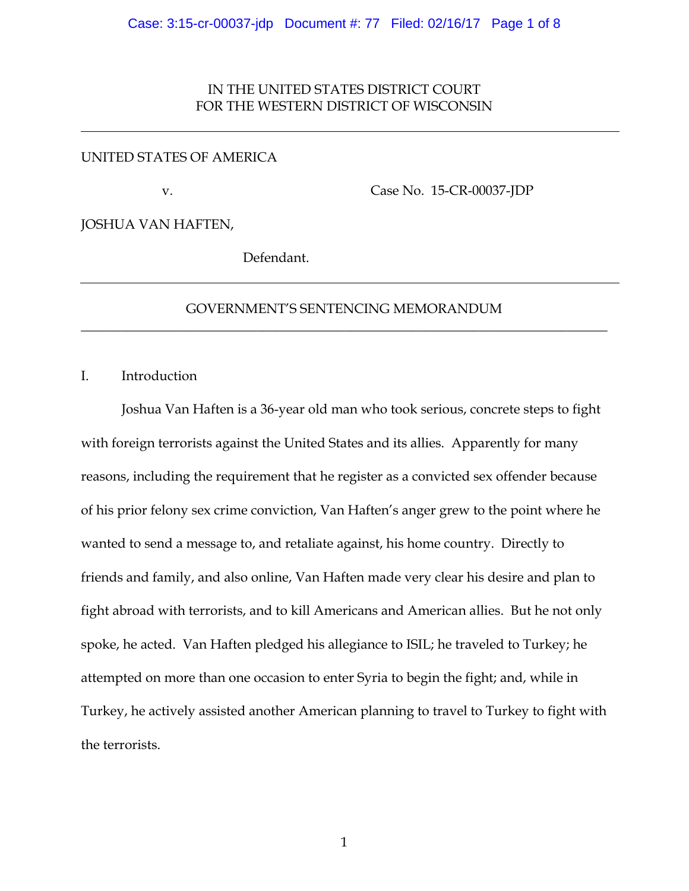IN THE UNITED STATES DISTRICT COURT
FOR THE WESTERN DISTRICT OF WISCONSIN

---

UNITED STATES OF AMERICA

v. Case No. 15-CR-00037-JDP

JOSHUA VAN HAFTEN,

Defendant.

---

## GOVERNMENT'S SENTENCING MEMORANDUM

---

### I. Introduction

Joshua Van Haften is a 36-year old man who took serious, concrete steps to fight with foreign terrorists against the United States and its allies. Apparently for many reasons, including the requirement that he register as a convicted sex offender because of his prior felony sex crime conviction, Van Haften's anger grew to the point where he wanted to send a message to, and retaliate against, his home country. Directly to friends and family, and also online, Van Haften made very clear his desire and plan to fight abroad with terrorists, and to kill Americans and American allies. But he not only spoke, he acted. Van Haften pledged his allegiance to ISIL; he traveled to Turkey; he attempted on more than one occasion to enter Syria to begin the fight; and, while in Turkey, he actively assisted another American planning to travel to Turkey to fight with the terrorists.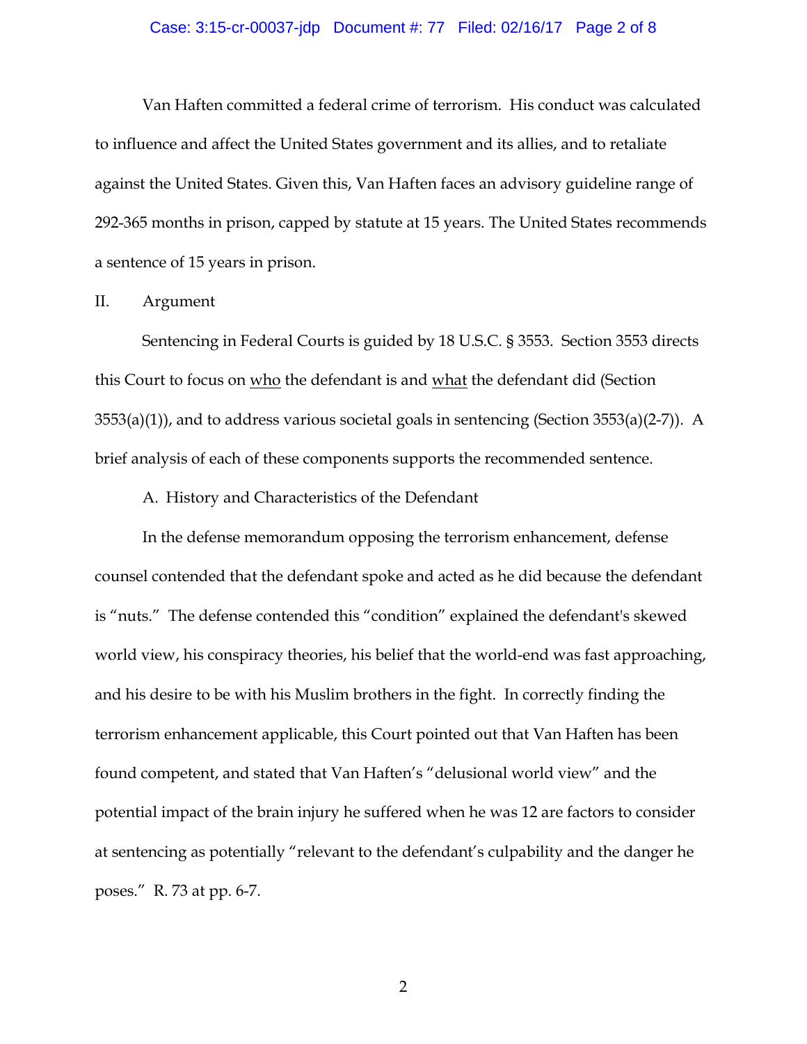Van Haften committed a federal crime of terrorism. His conduct was calculated to influence and affect the United States government and its allies, and to retaliate against the United States. Given this, Van Haften faces an advisory guideline range of 292-365 months in prison, capped by statute at 15 years. The United States recommends a sentence of 15 years in prison.

II. Argument

Sentencing in Federal Courts is guided by 18 U.S.C. § 3553. Section 3553 directs this Court to focus on <u>who</u> the defendant is and <u>what</u> the defendant did (Section 3553(a)(1)), and to address various societal goals in sentencing (Section 3553(a)(2-7)). A brief analysis of each of these components supports the recommended sentence.

A. History and Characteristics of the Defendant

In the defense memorandum opposing the terrorism enhancement, defense counsel contended that the defendant spoke and acted as he did because the defendant is "nuts." The defense contended this "condition" explained the defendant's skewed world view, his conspiracy theories, his belief that the world-end was fast approaching, and his desire to be with his Muslim brothers in the fight. In correctly finding the terrorism enhancement applicable, this Court pointed out that Van Haften has been found competent, and stated that Van Haften's "delusional world view" and the potential impact of the brain injury he suffered when he was 12 are factors to consider at sentencing as potentially "relevant to the defendant's culpability and the danger he poses." R. 73 at pp. 6-7.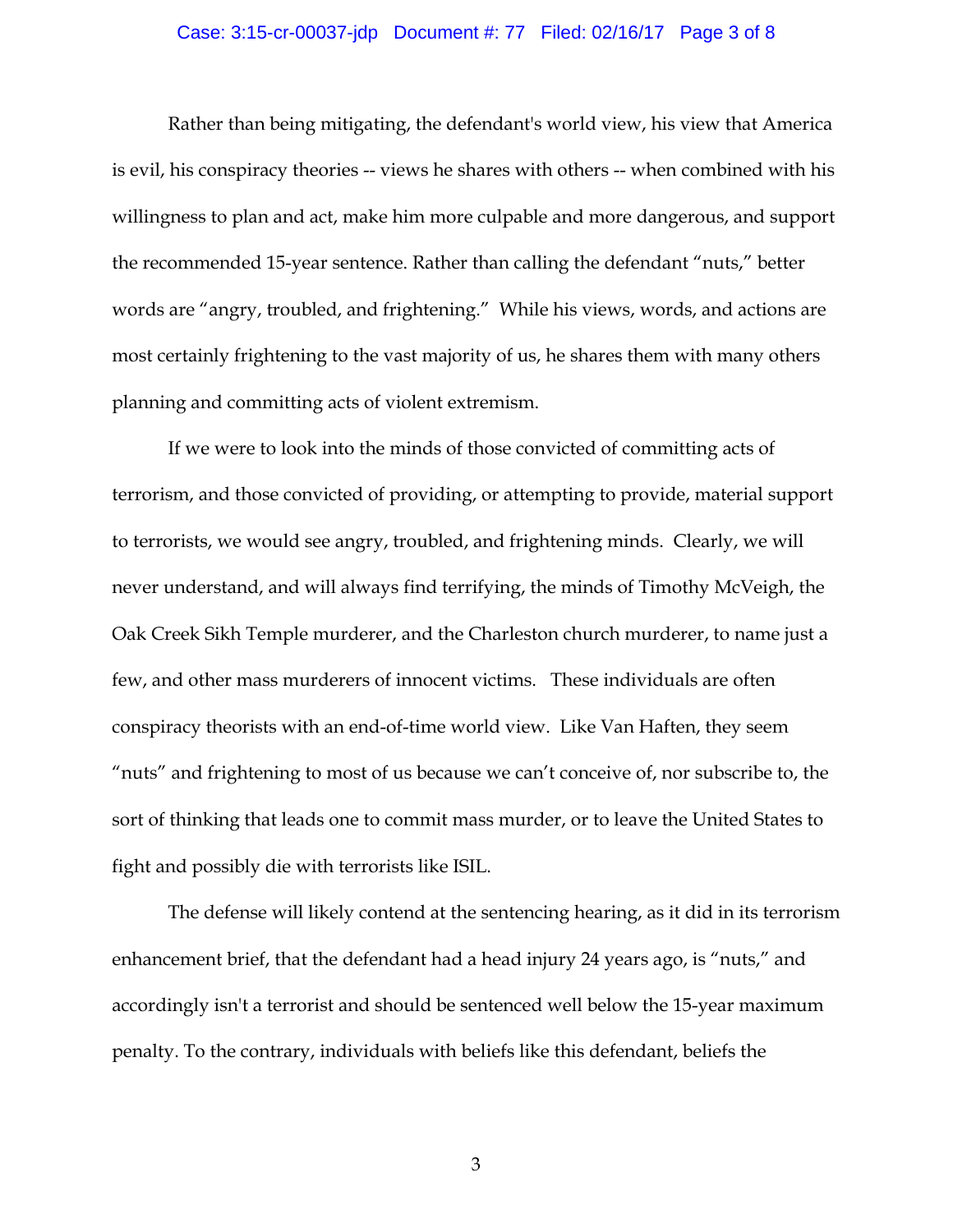Rather than being mitigating, the defendant's world view, his view that America is evil, his conspiracy theories -- views he shares with others -- when combined with his willingness to plan and act, make him more culpable and more dangerous, and support the recommended 15-year sentence. Rather than calling the defendant "nuts," better words are "angry, troubled, and frightening." While his views, words, and actions are most certainly frightening to the vast majority of us, he shares them with many others planning and committing acts of violent extremism.

If we were to look into the minds of those convicted of committing acts of terrorism, and those convicted of providing, or attempting to provide, material support to terrorists, we would see angry, troubled, and frightening minds. Clearly, we will never understand, and will always find terrifying, the minds of Timothy McVeigh, the Oak Creek Sikh Temple murderer, and the Charleston church murderer, to name just a few, and other mass murderers of innocent victims. These individuals are often conspiracy theorists with an end-of-time world view. Like Van Haften, they seem "nuts" and frightening to most of us because we can't conceive of, nor subscribe to, the sort of thinking that leads one to commit mass murder, or to leave the United States to fight and possibly die with terrorists like ISIL.

The defense will likely contend at the sentencing hearing, as it did in its terrorism enhancement brief, that the defendant had a head injury 24 years ago, is "nuts," and accordingly isn't a terrorist and should be sentenced well below the 15-year maximum penalty. To the contrary, individuals with beliefs like this defendant, beliefs the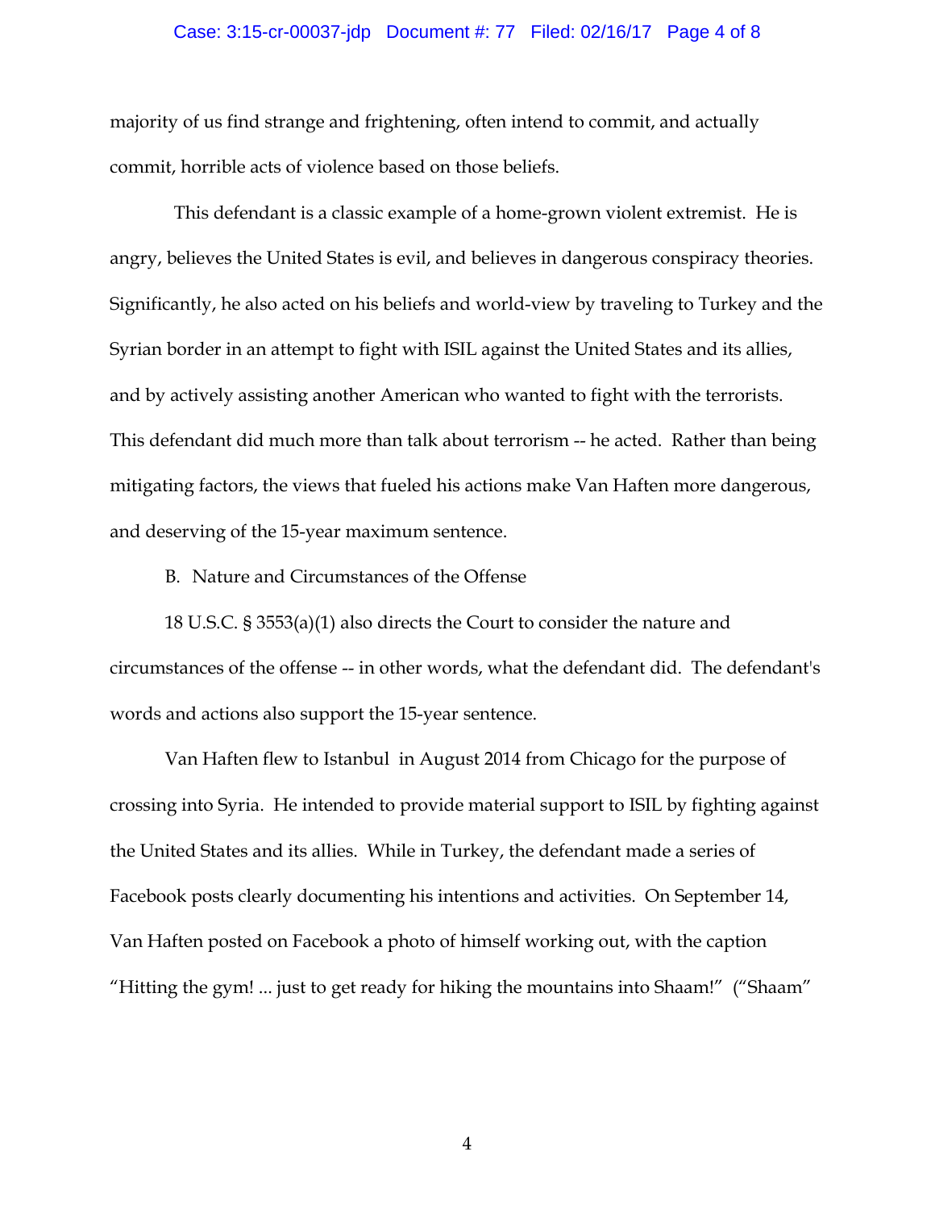majority of us find strange and frightening, often intend to commit, and actually commit, horrible acts of violence based on those beliefs.

This defendant is a classic example of a home-grown violent extremist. He is angry, believes the United States is evil, and believes in dangerous conspiracy theories. Significantly, he also acted on his beliefs and world-view by traveling to Turkey and the Syrian border in an attempt to fight with ISIL against the United States and its allies, and by actively assisting another American who wanted to fight with the terrorists. This defendant did much more than talk about terrorism -- he acted. Rather than being mitigating factors, the views that fueled his actions make Van Haften more dangerous, and deserving of the 15-year maximum sentence.

B. Nature and Circumstances of the Offense

18 U.S.C. § 3553(a)(1) also directs the Court to consider the nature and circumstances of the offense -- in other words, what the defendant did. The defendant's words and actions also support the 15-year sentence.

Van Haften flew to Istanbul in August 2014 from Chicago for the purpose of crossing into Syria. He intended to provide material support to ISIL by fighting against the United States and its allies. While in Turkey, the defendant made a series of Facebook posts clearly documenting his intentions and activities. On September 14, Van Haften posted on Facebook a photo of himself working out, with the caption "Hitting the gym! ... just to get ready for hiking the mountains into Shaam!" ("Shaam"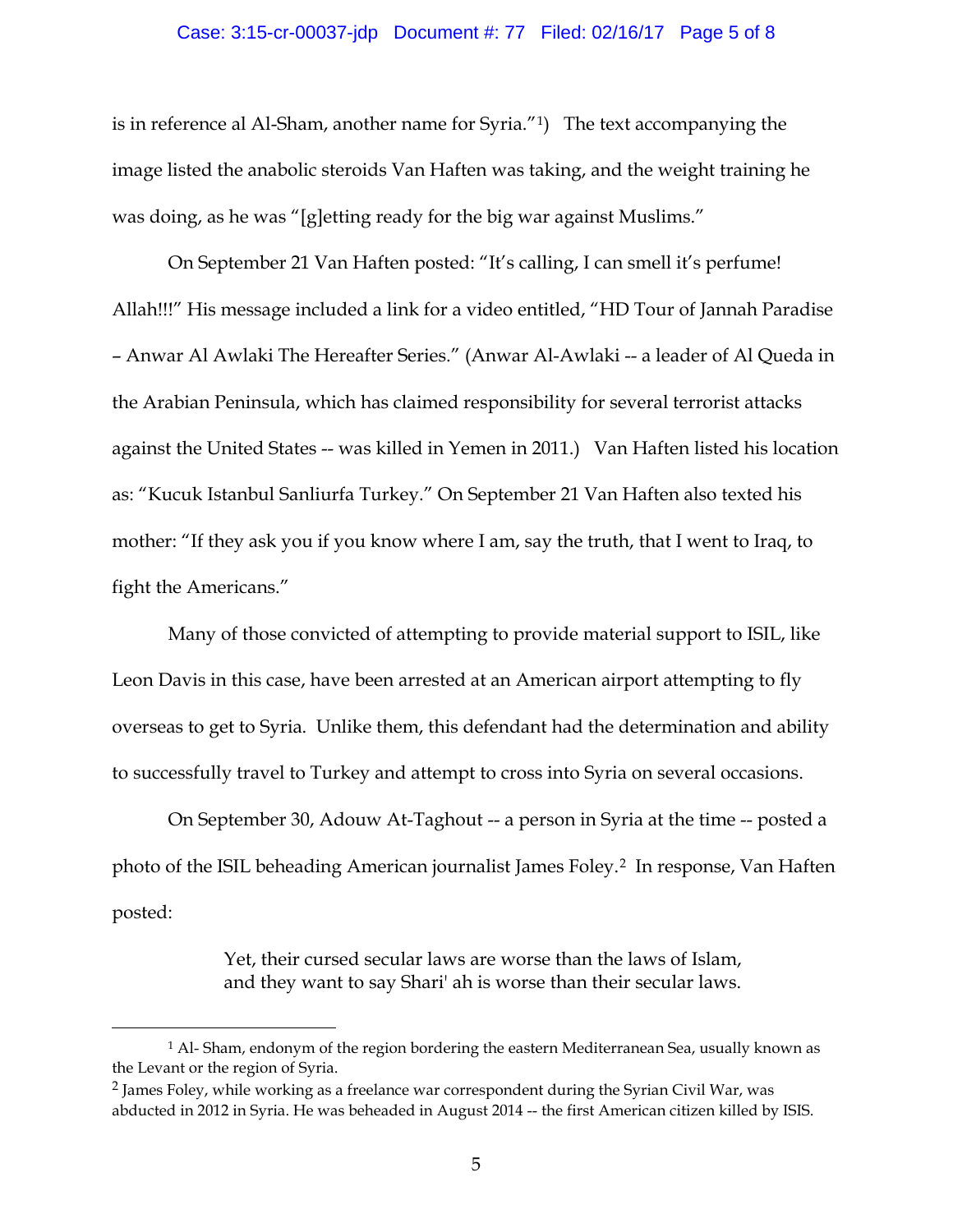is in reference al Al-Sham, another name for Syria."[1]) The text accompanying the image listed the anabolic steroids Van Haften was taking, and the weight training he was doing, as he was "[g]etting ready for the big war against Muslims."

On September 21 Van Haften posted: "It's calling, I can smell it's perfume! Allah!!!" His message included a link for a video entitled, "HD Tour of Jannah Paradise – Anwar Al Awlaki The Hereafter Series." (Anwar Al-Awlaki -- a leader of Al Queda in the Arabian Peninsula, which has claimed responsibility for several terrorist attacks against the United States -- was killed in Yemen in 2011.) Van Haften listed his location as: "Kucuk Istanbul Sanliurfa Turkey." On September 21 Van Haften also texted his mother: "If they ask you if you know where I am, say the truth, that I went to Iraq, to fight the Americans."

Many of those convicted of attempting to provide material support to ISIL, like Leon Davis in this case, have been arrested at an American airport attempting to fly overseas to get to Syria. Unlike them, this defendant had the determination and ability to successfully travel to Turkey and attempt to cross into Syria on several occasions.

On September 30, Adouw At-Taghout -- a person in Syria at the time -- posted a photo of the ISIL beheading American journalist James Foley.[2] In response, Van Haften posted:

> Yet, their cursed secular laws are worse than the laws of Islam, and they want to say Shari' ah is worse than their secular laws.

---

[1] Al- Sham, endonym of the region bordering the eastern Mediterranean Sea, usually known as the Levant or the region of Syria.

[2] James Foley, while working as a freelance war correspondent during the Syrian Civil War, was abducted in 2012 in Syria. He was beheaded in August 2014 -- the first American citizen killed by ISIS.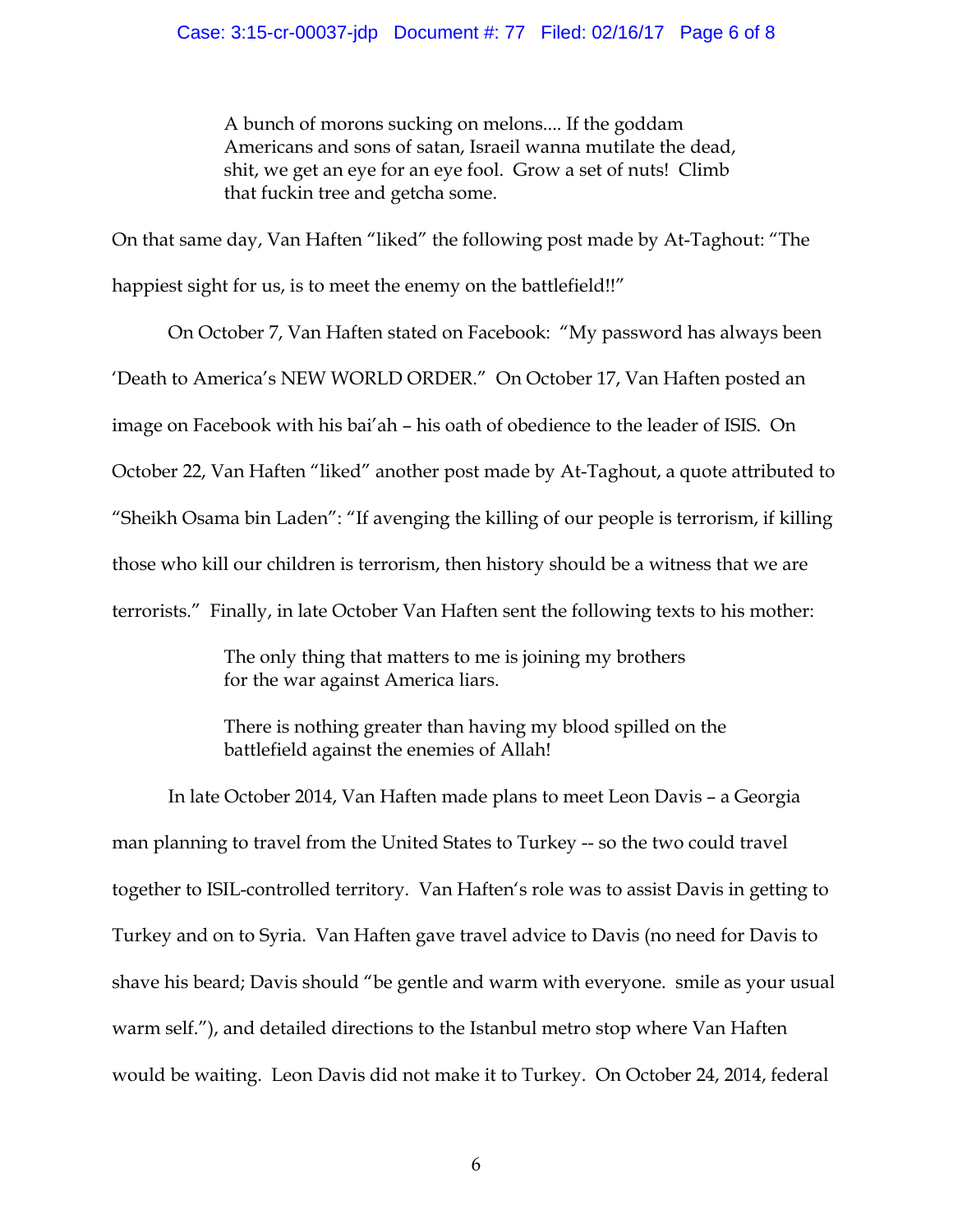> A bunch of morons sucking on melons.... If the goddam Americans and sons of satan, Israeil wanna mutilate the dead, shit, we get an eye for an eye fool. Grow a set of nuts! Climb that fuckin tree and getcha some.

On that same day, Van Haften "liked" the following post made by At-Taghout: "The happiest sight for us, is to meet the enemy on the battlefield!!"

On October 7, Van Haften stated on Facebook: "My password has always been 'Death to America's NEW WORLD ORDER." On October 17, Van Haften posted an image on Facebook with his bai'ah – his oath of obedience to the leader of ISIS. On October 22, Van Haften "liked" another post made by At-Taghout, a quote attributed to "Sheikh Osama bin Laden": "If avenging the killing of our people is terrorism, if killing those who kill our children is terrorism, then history should be a witness that we are terrorists." Finally, in late October Van Haften sent the following texts to his mother:

> The only thing that matters to me is joining my brothers for the war against America liars.
>
> There is nothing greater than having my blood spilled on the battlefield against the enemies of Allah!

In late October 2014, Van Haften made plans to meet Leon Davis – a Georgia man planning to travel from the United States to Turkey -- so the two could travel together to ISIL-controlled territory. Van Haften's role was to assist Davis in getting to Turkey and on to Syria. Van Haften gave travel advice to Davis (no need for Davis to shave his beard; Davis should "be gentle and warm with everyone. smile as your usual warm self."), and detailed directions to the Istanbul metro stop where Van Haften would be waiting. Leon Davis did not make it to Turkey. On October 24, 2014, federal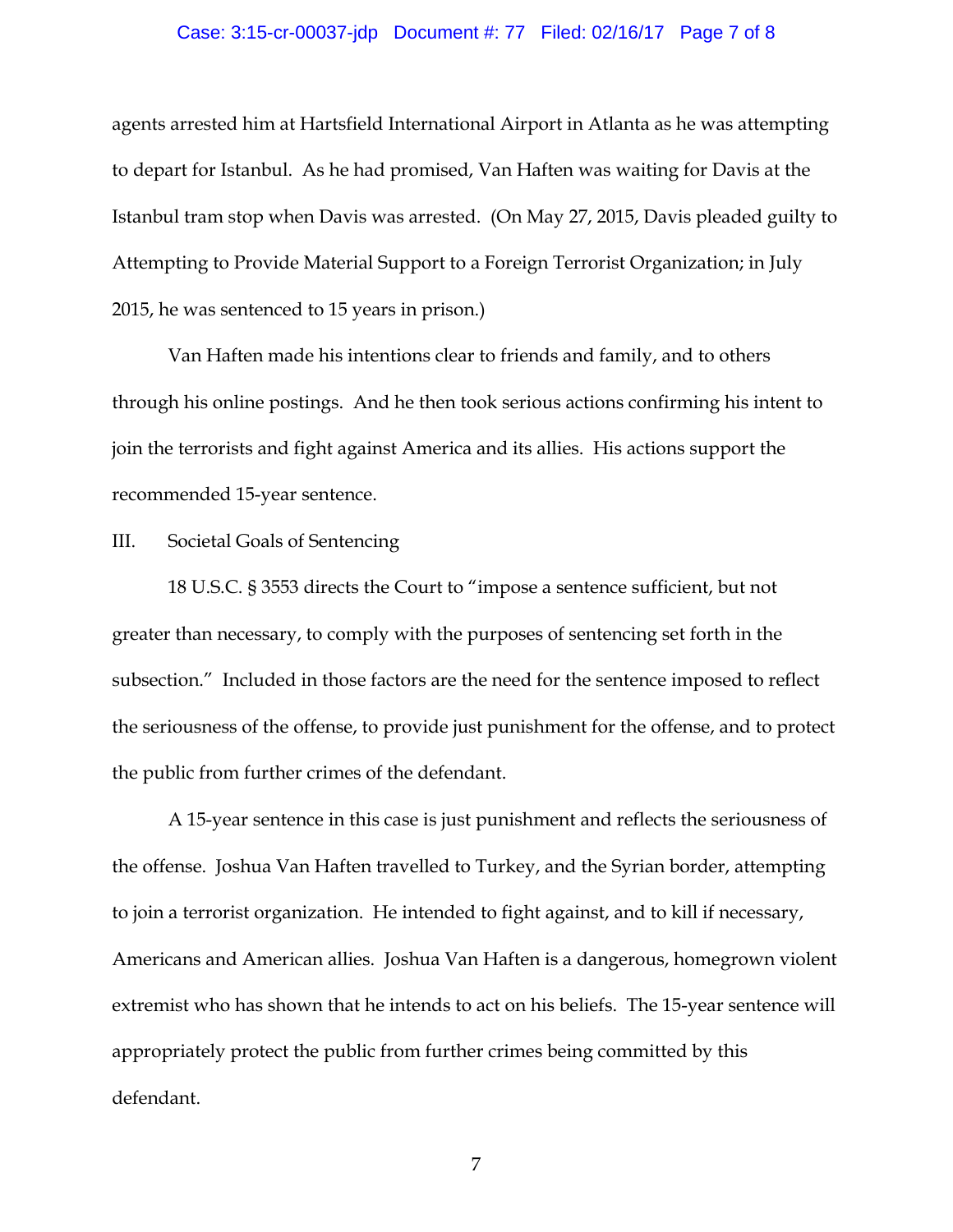agents arrested him at Hartsfield International Airport in Atlanta as he was attempting to depart for Istanbul. As he had promised, Van Haften was waiting for Davis at the Istanbul tram stop when Davis was arrested. (On May 27, 2015, Davis pleaded guilty to Attempting to Provide Material Support to a Foreign Terrorist Organization; in July 2015, he was sentenced to 15 years in prison.)

Van Haften made his intentions clear to friends and family, and to others through his online postings. And he then took serious actions confirming his intent to join the terrorists and fight against America and its allies. His actions support the recommended 15-year sentence.

III. Societal Goals of Sentencing

18 U.S.C. § 3553 directs the Court to "impose a sentence sufficient, but not greater than necessary, to comply with the purposes of sentencing set forth in the subsection." Included in those factors are the need for the sentence imposed to reflect the seriousness of the offense, to provide just punishment for the offense, and to protect the public from further crimes of the defendant.

A 15-year sentence in this case is just punishment and reflects the seriousness of the offense. Joshua Van Haften travelled to Turkey, and the Syrian border, attempting to join a terrorist organization. He intended to fight against, and to kill if necessary, Americans and American allies. Joshua Van Haften is a dangerous, homegrown violent extremist who has shown that he intends to act on his beliefs. The 15-year sentence will appropriately protect the public from further crimes being committed by this defendant.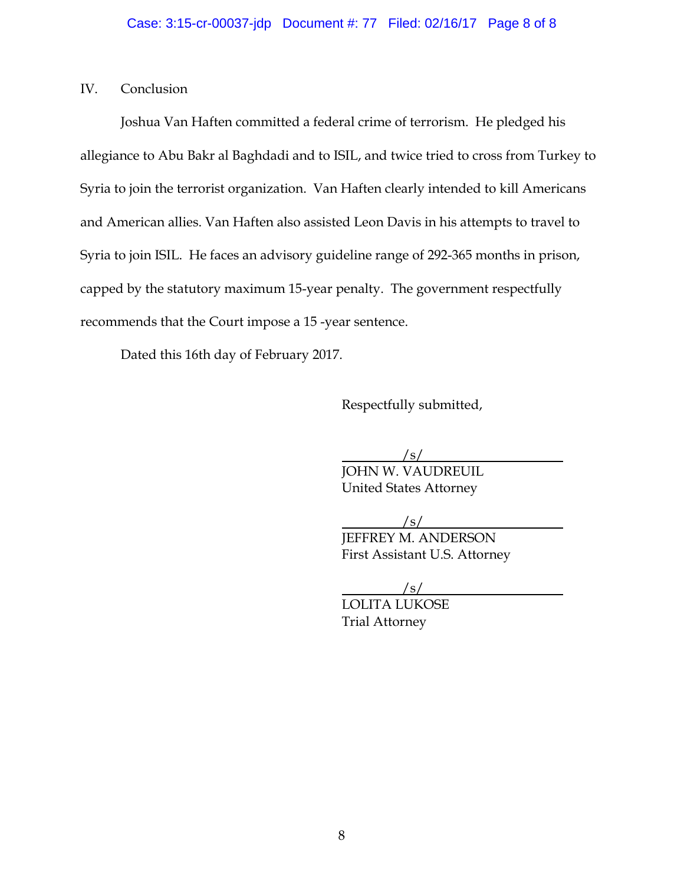## IV. Conclusion

Joshua Van Haften committed a federal crime of terrorism. He pledged his allegiance to Abu Bakr al Baghdadi and to ISIL, and twice tried to cross from Turkey to Syria to join the terrorist organization. Van Haften clearly intended to kill Americans and American allies. Van Haften also assisted Leon Davis in his attempts to travel to Syria to join ISIL. He faces an advisory guideline range of 292-365 months in prison, capped by the statutory maximum 15-year penalty. The government respectfully recommends that the Court impose a 15 -year sentence.

Dated this 16th day of February 2017.

Respectfully submitted,

/s/
JOHN W. VAUDREUIL
United States Attorney

/s/
JEFFREY M. ANDERSON
First Assistant U.S. Attorney

/s/
LOLITA LUKOSE
Trial Attorney